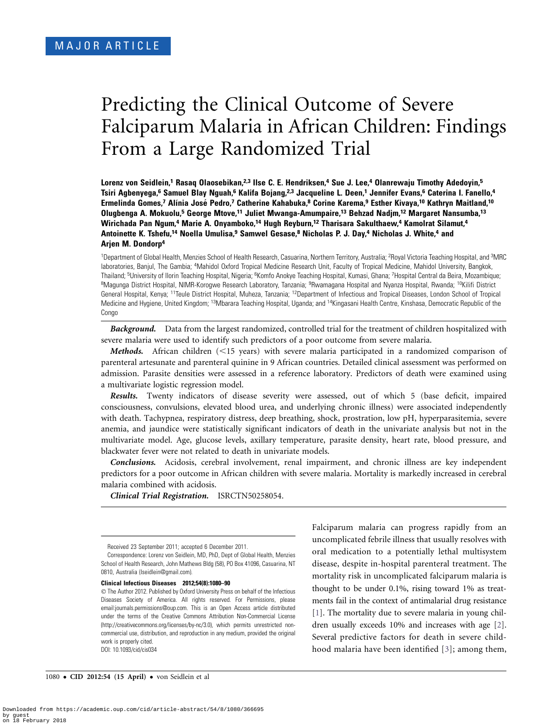MAJOR ARTICLE

# Predicting the Clinical Outcome of Severe Falciparum Malaria in African Children: Findings From a Large Randomized Trial

**Lorenz von Seidlein,[1] Rasaq Olaosebikan,[2,3] Ilse C. E. Hendriksen,[4] Sue J. Lee,[4] Olanrewaju Timothy Adedoyin,[5] Tsiri Agbenyega,[6] Samuel Blay Nguah,[6] Kalifa Bojang,[2,3] Jacqueline L. Deen,[1] Jennifer Evans,[6] Caterina I. Fanello,[4] Ermelinda Gomes,[7] Alínia José Pedro,[7] Catherine Kahabuka,[8] Corine Karema,[9] Esther Kivaya,[10] Kathryn Maitland,[10] Olugbenga A. Mokuolu,[5] George Mtove,[11] Juliet Mwanga-Amumpaire,[13] Behzad Nadjm,[12] Margaret Nansumba,[13] Wirichada Pan Ngum,[4] Marie A. Onyamboko,[14] Hugh Reyburn,[12] Tharisara Sakulthaew,[4] Kamolrat Silamut,[4] Antoinette K. Tshefu,[14] Noella Umulisa,[9] Samwel Gesase,[8] Nicholas P. J. Day,[4] Nicholas J. White,[4] and Arjen M. Dondorp[4]**

[1]Department of Global Health, Menzies School of Health Research, Casuarina, Northern Territory, Australia; [2]Royal Victoria Teaching Hospital, and [3]MRC laboratories, Banjul, The Gambia; [4]Mahidol Oxford Tropical Medicine Research Unit, Faculty of Tropical Medicine, Mahidol University, Bangkok, Thailand; [5]University of Ilorin Teaching Hospital, Nigeria; [6]Komfo Anokye Teaching Hospital, Kumasi, Ghana; [7]Hospital Central da Beira, Mozambique; [8]Magunga District Hospital, NIMR-Korogwe Research Laboratory, Tanzania; [9]Rwamagana Hospital and Nyanza Hospital, Rwanda; [10]Kilifi District General Hospital, Kenya; [11]Teule District Hospital, Muheza, Tanzania; [12]Department of Infectious and Tropical Diseases, London School of Tropical Medicine and Hygiene, United Kingdom; [13]Mbarara Teaching Hospital, Uganda; and [14]Kingasani Health Centre, Kinshasa, Democratic Republic of the Congo

***Background.*** Data from the largest randomized, controlled trial for the treatment of children hospitalized with severe malaria were used to identify such predictors of a poor outcome from severe malaria.

***Methods.*** African children (<15 years) with severe malaria participated in a randomized comparison of parenteral artesunate and parenteral quinine in 9 African countries. Detailed clinical assessment was performed on admission. Parasite densities were assessed in a reference laboratory. Predictors of death were examined using a multivariate logistic regression model.

***Results.*** Twenty indicators of disease severity were assessed, out of which 5 (base deficit, impaired consciousness, convulsions, elevated blood urea, and underlying chronic illness) were associated independently with death. Tachypnea, respiratory distress, deep breathing, shock, prostration, low pH, hyperparasitemia, severe anemia, and jaundice were statistically significant indicators of death in the univariate analysis but not in the multivariate model. Age, glucose levels, axillary temperature, parasite density, heart rate, blood pressure, and blackwater fever were not related to death in univariate models.

***Conclusions.*** Acidosis, cerebral involvement, renal impairment, and chronic illness are key independent predictors for a poor outcome in African children with severe malaria. Mortality is markedly increased in cerebral malaria combined with acidosis.

***Clinical Trial Registration.*** ISRCTN50258054.

Received 23 September 2011; accepted 6 December 2011.

Correspondence: Lorenz von Seidlein, MD, PhD, Dept of Global Health, Menzies School of Health Research, John Mathews Bldg (58), PO Box 41096, Casuarina, NT 0810, Australia (lseidlein@gmail.com).

**Clinical Infectious Diseases 2012;54(8):1080–90**

© The Author 2012. Published by Oxford University Press on behalf of the Infectious Diseases Society of America. All rights reserved. For Permissions, please email:journals.permissions@oup.com. This is an Open Access article distributed under the terms of the Creative Commons Attribution Non-Commercial License (http://creativecommons.org/licenses/by-nc/3.0), which permits unrestricted non-commercial use, distribution, and reproduction in any medium, provided the original work is properly cited.
DOI: 10.1093/cid/cis034

Falciparum malaria can progress rapidly from an uncomplicated febrile illness that usually resolves with oral medication to a potentially lethal multisystem disease, despite in-hospital parenteral treatment. The mortality risk in uncomplicated falciparum malaria is thought to be under 0.1%, rising toward 1% as treatments fail in the context of antimalarial drug resistance [1]. The mortality due to severe malaria in young children usually exceeds 10% and increases with age [2]. Several predictive factors for death in severe childhood malaria have been identified [3]; among them,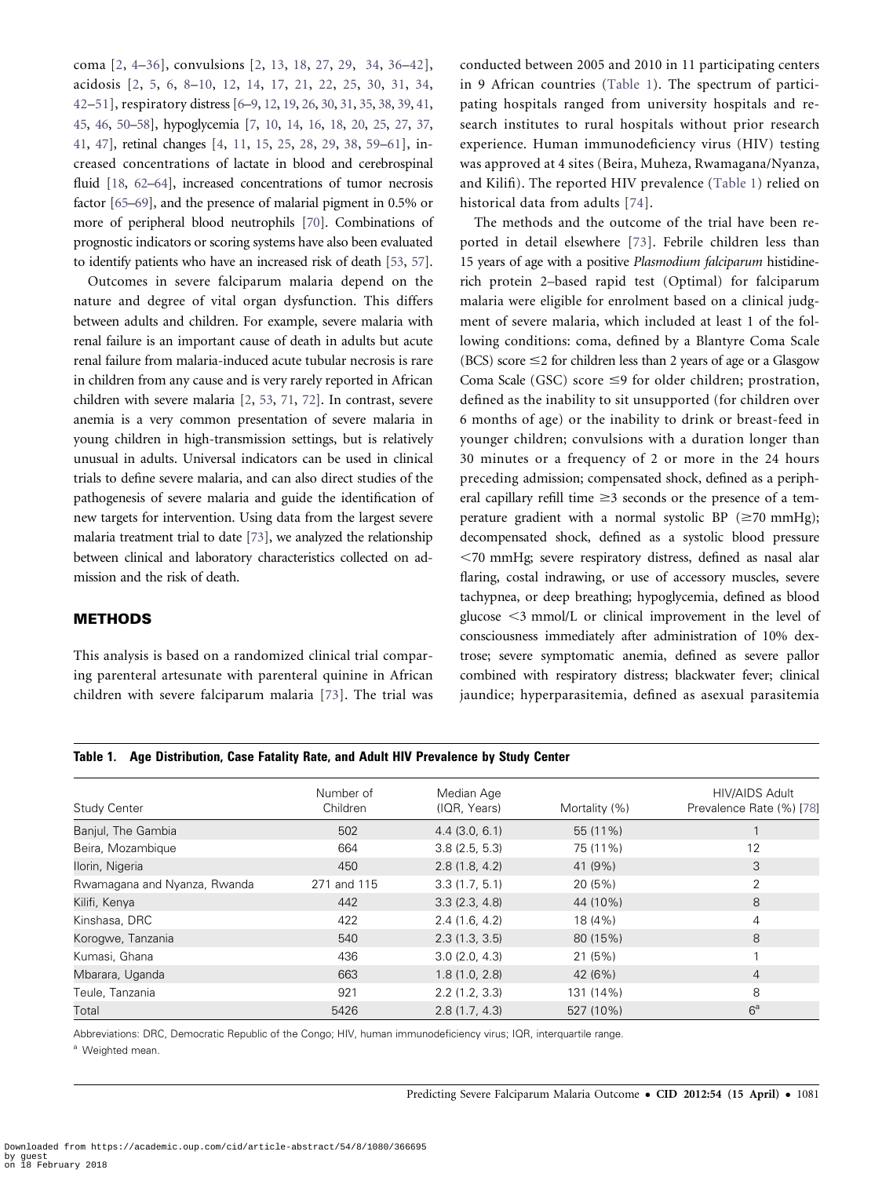coma [2, 4–36], convulsions [2, 13, 18, 27, 29, 34, 36–42], acidosis [2, 5, 6, 8–10, 12, 14, 17, 21, 22, 25, 30, 31, 34, 42–51], respiratory distress [6–9, 12, 19, 26, 30, 31, 35, 38, 39, 41, 45, 46, 50–58], hypoglycemia [7, 10, 14, 16, 18, 20, 25, 27, 37, 41, 47], retinal changes [4, 11, 15, 25, 28, 29, 38, 59–61], increased concentrations of lactate in blood and cerebrospinal fluid [18, 62–64], increased concentrations of tumor necrosis factor [65–69], and the presence of malarial pigment in 0.5% or more of peripheral blood neutrophils [70]. Combinations of prognostic indicators or scoring systems have also been evaluated to identify patients who have an increased risk of death [53, 57].

Outcomes in severe falciparum malaria depend on the nature and degree of vital organ dysfunction. This differs between adults and children. For example, severe malaria with renal failure is an important cause of death in adults but acute renal failure from malaria-induced acute tubular necrosis is rare in children from any cause and is very rarely reported in African children with severe malaria [2, 53, 71, 72]. In contrast, severe anemia is a very common presentation of severe malaria in young children in high-transmission settings, but is relatively unusual in adults. Universal indicators can be used in clinical trials to define severe malaria, and can also direct studies of the pathogenesis of severe malaria and guide the identification of new targets for intervention. Using data from the largest severe malaria treatment trial to date [73], we analyzed the relationship between clinical and laboratory characteristics collected on admission and the risk of death.

## METHODS

This analysis is based on a randomized clinical trial comparing parenteral artesunate with parenteral quinine in African children with severe falciparum malaria [73]. The trial was conducted between 2005 and 2010 in 11 participating centers in 9 African countries (Table 1). The spectrum of participating hospitals ranged from university hospitals and research institutes to rural hospitals without prior research experience. Human immunodeficiency virus (HIV) testing was approved at 4 sites (Beira, Muheza, Rwamagana/Nyanza, and Kilifi). The reported HIV prevalence (Table 1) relied on historical data from adults [74].

The methods and the outcome of the trial have been reported in detail elsewhere [73]. Febrile children less than 15 years of age with a positive *Plasmodium falciparum* histidine-rich protein 2–based rapid test (Optimal) for falciparum malaria were eligible for enrolment based on a clinical judgment of severe malaria, which included at least 1 of the following conditions: coma, defined by a Blantyre Coma Scale (BCS) score ≤2 for children less than 2 years of age or a Glasgow Coma Scale (GSC) score ≤9 for older children; prostration, defined as the inability to sit unsupported (for children over 6 months of age) or the inability to drink or breast-feed in younger children; convulsions with a duration longer than 30 minutes or a frequency of 2 or more in the 24 hours preceding admission; compensated shock, defined as a peripheral capillary refill time ≥3 seconds or the presence of a temperature gradient with a normal systolic BP (≥70 mmHg); decompensated shock, defined as a systolic blood pressure <70 mmHg; severe respiratory distress, defined as nasal alar flaring, costal indrawing, or use of accessory muscles, severe tachypnea, or deep breathing; hypoglycemia, defined as blood glucose <3 mmol/L or clinical improvement in the level of consciousness immediately after administration of 10% dextrose; severe symptomatic anemia, defined as severe pallor combined with respiratory distress; blackwater fever; clinical jaundice; hyperparasitemia, defined as asexual parasitemia

**Table 1. Age Distribution, Case Fatality Rate, and Adult HIV Prevalence by Study Center**

| Study Center | Number of Children | Median Age (IQR, Years) | Mortality (%) | HIV/AIDS Adult Prevalence Rate (%) [78] |
|---|---|---|---|---|
| Banjul, The Gambia | 502 | 4.4 (3.0, 6.1) | 55 (11%) | 1 |
| Beira, Mozambique | 664 | 3.8 (2.5, 5.3) | 75 (11%) | 12 |
| Ilorin, Nigeria | 450 | 2.8 (1.8, 4.2) | 41 (9%) | 3 |
| Rwamagana and Nyanza, Rwanda | 271 and 115 | 3.3 (1.7, 5.1) | 20 (5%) | 2 |
| Kilifi, Kenya | 442 | 3.3 (2.3, 4.8) | 44 (10%) | 8 |
| Kinshasa, DRC | 422 | 2.4 (1.6, 4.2) | 18 (4%) | 4 |
| Korogwe, Tanzania | 540 | 2.3 (1.3, 3.5) | 80 (15%) | 8 |
| Kumasi, Ghana | 436 | 3.0 (2.0, 4.3) | 21 (5%) | 1 |
| Mbarara, Uganda | 663 | 1.8 (1.0, 2.8) | 42 (6%) | 4 |
| Teule, Tanzania | 921 | 2.2 (1.2, 3.3) | 131 (14%) | 8 |
| Total | 5426 | 2.8 (1.7, 4.3) | 527 (10%) | 6[a] |

Abbreviations: DRC, Democratic Republic of the Congo; HIV, human immunodeficiency virus; IQR, interquartile range.

[a] Weighted mean.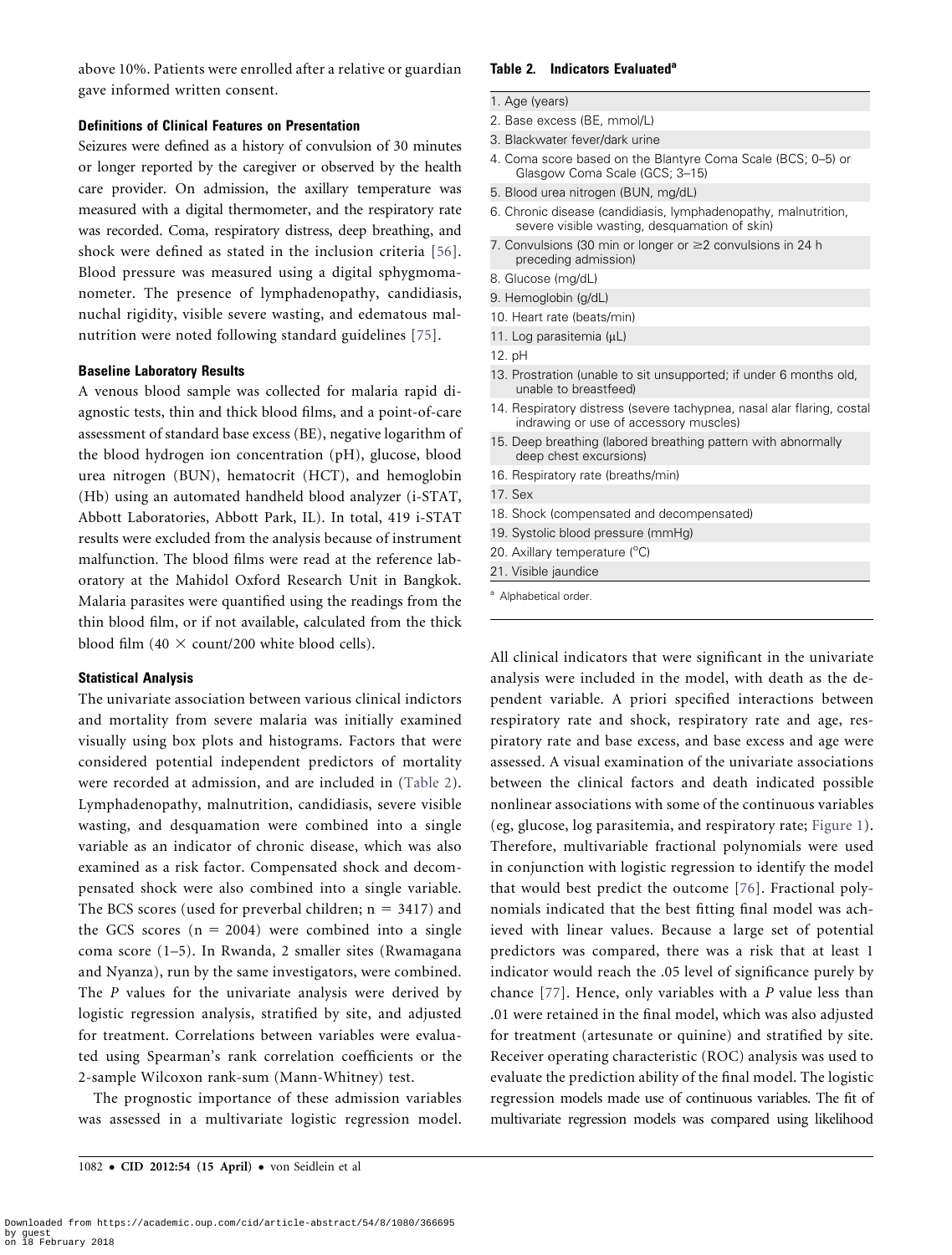above 10%. Patients were enrolled after a relative or guardian gave informed written consent.

### Definitions of Clinical Features on Presentation

Seizures were defined as a history of convulsion of 30 minutes or longer reported by the caregiver or observed by the health care provider. On admission, the axillary temperature was measured with a digital thermometer, and the respiratory rate was recorded. Coma, respiratory distress, deep breathing, and shock were defined as stated in the inclusion criteria [56]. Blood pressure was measured using a digital sphygmomanometer. The presence of lymphadenopathy, candidiasis, nuchal rigidity, visible severe wasting, and edematous malnutrition were noted following standard guidelines [75].

### Baseline Laboratory Results

A venous blood sample was collected for malaria rapid diagnostic tests, thin and thick blood films, and a point-of-care assessment of standard base excess (BE), negative logarithm of the blood hydrogen ion concentration (pH), glucose, blood urea nitrogen (BUN), hematocrit (HCT), and hemoglobin (Hb) using an automated handheld blood analyzer (i-STAT, Abbott Laboratories, Abbott Park, IL). In total, 419 i-STAT results were excluded from the analysis because of instrument malfunction. The blood films were read at the reference laboratory at the Mahidol Oxford Research Unit in Bangkok. Malaria parasites were quantified using the readings from the thin blood film, or if not available, calculated from the thick blood film (40 × count/200 white blood cells).

### Statistical Analysis

The univariate association between various clinical indictors and mortality from severe malaria was initially examined visually using box plots and histograms. Factors that were considered potential independent predictors of mortality were recorded at admission, and are included in (Table 2). Lymphadenopathy, malnutrition, candidiasis, severe visible wasting, and desquamation were combined into a single variable as an indicator of chronic disease, which was also examined as a risk factor. Compensated shock and decompensated shock were also combined into a single variable. The BCS scores (used for preverbal children; n = 3417) and the GCS scores (n = 2004) were combined into a single coma score (1–5). In Rwanda, 2 smaller sites (Rwamagana and Nyanza), run by the same investigators, were combined. The *P* values for the univariate analysis were derived by logistic regression analysis, stratified by site, and adjusted for treatment. Correlations between variables were evaluated using Spearman's rank correlation coefficients or the 2-sample Wilcoxon rank-sum (Mann-Whitney) test.

The prognostic importance of these admission variables was assessed in a multivariate logistic regression model.

**Table 2. Indicators Evaluated[a]**

| |
|---|
| 1. Age (years) |
| 2. Base excess (BE, mmol/L) |
| 3. Blackwater fever/dark urine |
| 4. Coma score based on the Blantyre Coma Scale (BCS; 0–5) or Glasgow Coma Scale (GCS; 3–15) |
| 5. Blood urea nitrogen (BUN, mg/dL) |
| 6. Chronic disease (candidiasis, lymphadenopathy, malnutrition, severe visible wasting, desquamation of skin) |
| 7. Convulsions (30 min or longer or ≥2 convulsions in 24 h preceding admission) |
| 8. Glucose (mg/dL) |
| 9. Hemoglobin (g/dL) |
| 10. Heart rate (beats/min) |
| 11. Log parasitemia (μL) |
| 12. pH |
| 13. Prostration (unable to sit unsupported; if under 6 months old, unable to breastfeed) |
| 14. Respiratory distress (severe tachypnea, nasal alar flaring, costal indrawing or use of accessory muscles) |
| 15. Deep breathing (labored breathing pattern with abnormally deep chest excursions) |
| 16. Respiratory rate (breaths/min) |
| 17. Sex |
| 18. Shock (compensated and decompensated) |
| 19. Systolic blood pressure (mmHg) |
| 20. Axillary temperature (°C) |
| 21. Visible jaundice |

[a] Alphabetical order.

All clinical indicators that were significant in the univariate analysis were included in the model, with death as the dependent variable. A priori specified interactions between respiratory rate and shock, respiratory rate and age, respiratory rate and base excess, and base excess and age were assessed. A visual examination of the univariate associations between the clinical factors and death indicated possible nonlinear associations with some of the continuous variables (eg, glucose, log parasitemia, and respiratory rate; Figure 1). Therefore, multivariable fractional polynomials were used in conjunction with logistic regression to identify the model that would best predict the outcome [76]. Fractional polynomials indicated that the best fitting final model was achieved with linear values. Because a large set of potential predictors was compared, there was a risk that at least 1 indicator would reach the .05 level of significance purely by chance [77]. Hence, only variables with a *P* value less than .01 were retained in the final model, which was also adjusted for treatment (artesunate or quinine) and stratified by site. Receiver operating characteristic (ROC) analysis was used to evaluate the prediction ability of the final model. The logistic regression models made use of continuous variables. The fit of multivariate regression models was compared using likelihood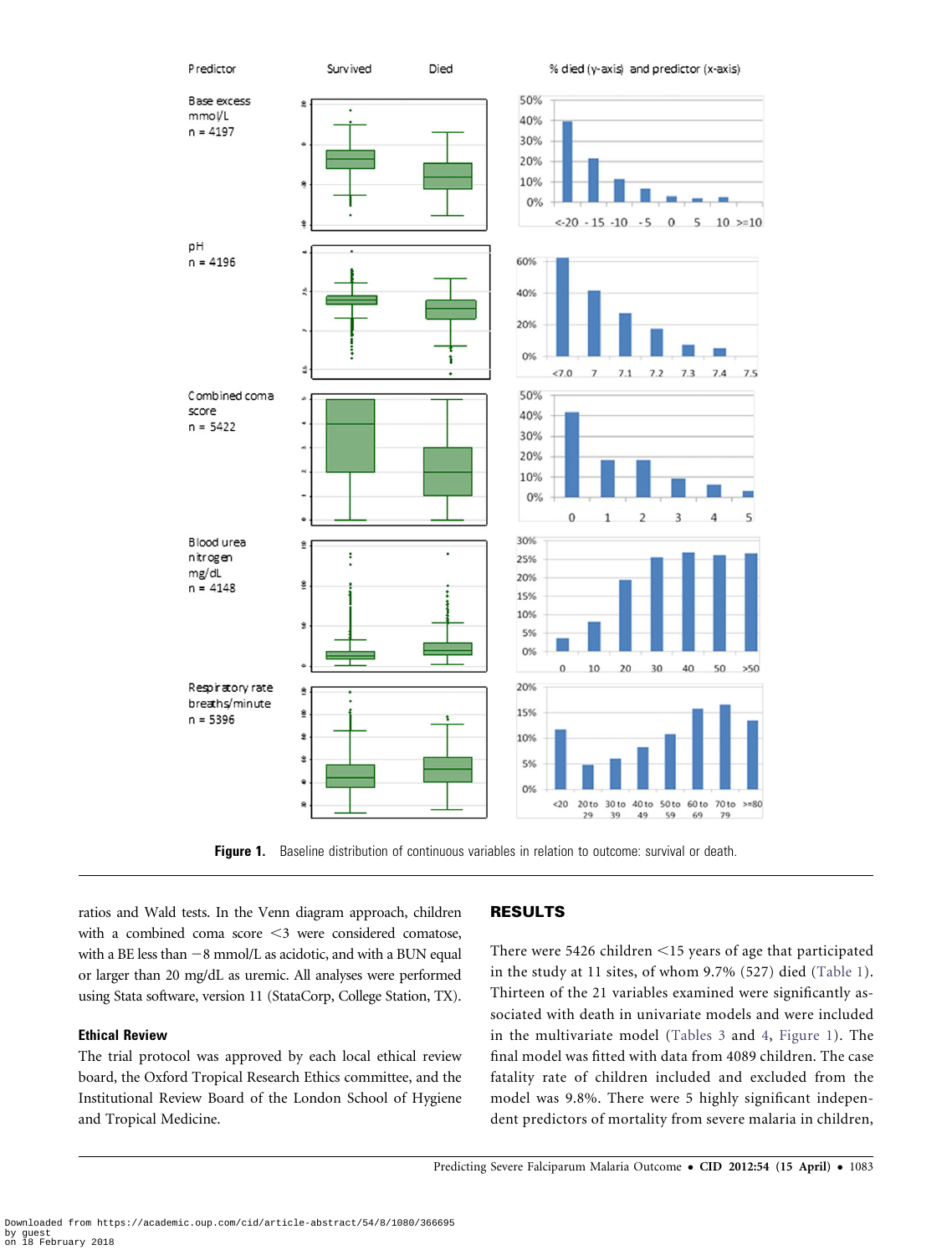Figure 1. Baseline distribution of continuous variables in relation to outcome: survival or death.

ratios and Wald tests. In the Venn diagram approach, children with a combined coma score <3 were considered comatose, with a BE less than −8 mmol/L as acidotic, and with a BUN equal or larger than 20 mg/dL as uremic. All analyses were performed using Stata software, version 11 (StataCorp, College Station, TX).

### Ethical Review

The trial protocol was approved by each local ethical review board, the Oxford Tropical Research Ethics committee, and the Institutional Review Board of the London School of Hygiene and Tropical Medicine.

## RESULTS

There were 5426 children <15 years of age that participated in the study at 11 sites, of whom 9.7% (527) died (Table 1). Thirteen of the 21 variables examined were significantly associated with death in univariate models and were included in the multivariate model (Tables 3 and 4, Figure 1). The final model was fitted with data from 4089 children. The case fatality rate of children included and excluded from the model was 9.8%. There were 5 highly significant independent predictors of mortality from severe malaria in children,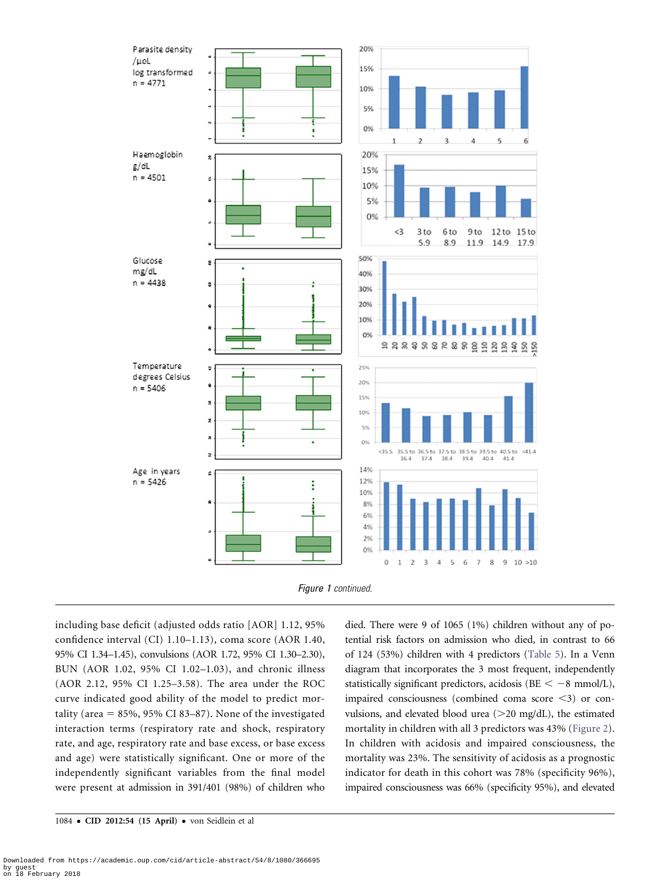*Figure 1* continued.

including base deficit (adjusted odds ratio [AOR] 1.12, 95% confidence interval (CI) 1.10–1.13), coma score (AOR 1.40, 95% CI 1.34–1.45), convulsions (AOR 1.72, 95% CI 1.30–2.30), BUN (AOR 1.02, 95% CI 1.02–1.03), and chronic illness (AOR 2.12, 95% CI 1.25–3.58). The area under the ROC curve indicated good ability of the model to predict mortality (area = 85%, 95% CI 83–87). None of the investigated interaction terms (respiratory rate and shock, respiratory rate, and age, respiratory rate and base excess, or base excess and age) were statistically significant. One or more of the independently significant variables from the final model were present at admission in 391/401 (98%) of children who died. There were 9 of 1065 (1%) children without any of potential risk factors on admission who died, in contrast to 66 of 124 (53%) children with 4 predictors (Table 5). In a Venn diagram that incorporates the 3 most frequent, independently statistically significant predictors, acidosis (BE < −8 mmol/L), impaired consciousness (combined coma score <3) or convulsions, and elevated blood urea (>20 mg/dL), the estimated mortality in children with all 3 predictors was 43% (Figure 2). In children with acidosis and impaired consciousness, the mortality was 23%. The sensitivity of acidosis as a prognostic indicator for death in this cohort was 78% (specificity 96%), impaired consciousness was 66% (specificity 95%), and elevated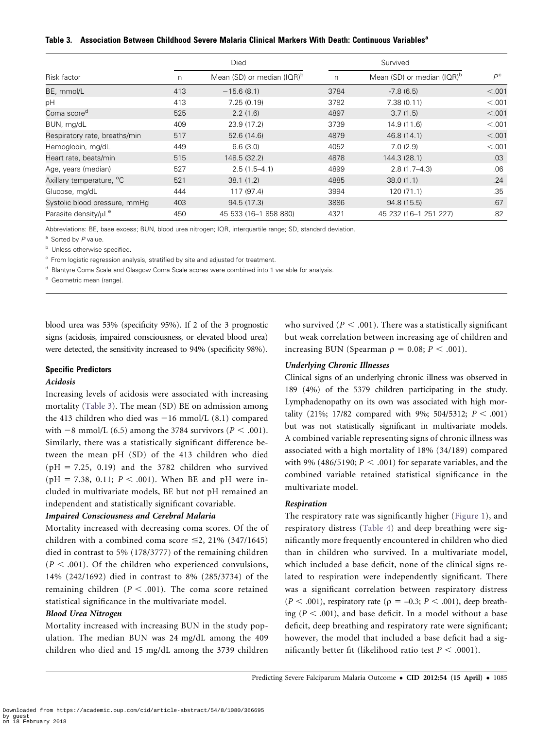**Table 3. Association Between Childhood Severe Malaria Clinical Markers With Death: Continuous Variables[a]**

| Risk factor | Died | | Survived | | $P$[c] |
|---|---|---|---|---|---|
| | n | Mean (SD) or median (IQR)[b] | n | Mean (SD) or median (IQR)[b] | |
| BE, mmol/L | 413 | −15.6 (8.1) | 3784 | -7.8 (6.5) | <.001 |
| pH | 413 | 7.25 (0.19) | 3782 | 7.38 (0.11) | <.001 |
| Coma score[d] | 525 | 2.2 (1.6) | 4897 | 3.7 (1.5) | <.001 |
| BUN, mg/dL | 409 | 23.9 (17.2) | 3739 | 14.9 (11.6) | <.001 |
| Respiratory rate, breaths/min | 517 | 52.6 (14.6) | 4879 | 46.8 (14.1) | <.001 |
| Hemoglobin, mg/dL | 449 | 6.6 (3.0) | 4052 | 7.0 (2.9) | <.001 |
| Heart rate, beats/min | 515 | 148.5 (32.2) | 4878 | 144.3 (28.1) | .03 |
| Age, years (median) | 527 | 2.5 (1.5–4.1) | 4899 | 2.8 (1.7–4.3) | .06 |
| Axillary temperature, °C | 521 | 38.1 (1.2) | 4885 | 38.0 (1.1) | .24 |
| Glucose, mg/dL | 444 | 117 (97.4) | 3994 | 120 (71.1) | .35 |
| Systolic blood pressure, mmHg | 403 | 94.5 (17.3) | 3886 | 94.8 (15.5) | .67 |
| Parasite density/μL[e] | 450 | 45 533 (16–1 858 880) | 4321 | 45 232 (16–1 251 227) | .82 |

Abbreviations: BE, base excess; BUN, blood urea nitrogen; IQR, interquartile range; SD, standard deviation.

[a] Sorted by $P$ value.

[b] Unless otherwise specified.

[c] From logistic regression analysis, stratified by site and adjusted for treatment.

[d] Blantyre Coma Scale and Glasgow Coma Scale scores were combined into 1 variable for analysis.

[e] Geometric mean (range).

blood urea was 53% (specificity 95%). If 2 of the 3 prognostic signs (acidosis, impaired consciousness, or elevated blood urea) were detected, the sensitivity increased to 94% (specificity 98%).

### Specific Predictors

#### *Acidosis*

Increasing levels of acidosis were associated with increasing mortality (Table 3). The mean (SD) BE on admission among the 413 children who died was −16 mmol/L (8.1) compared with −8 mmol/L (6.5) among the 3784 survivors ($P < .001$). Similarly, there was a statistically significant difference between the mean pH (SD) of the 413 children who died (pH = 7.25, 0.19) and the 3782 children who survived (pH = 7.38, 0.11; $P < .001$). When BE and pH were included in multivariate models, BE but not pH remained an independent and statistically significant covariable.

#### *Impaired Consciousness and Cerebral Malaria*

Mortality increased with decreasing coma scores. Of the of children with a combined coma score ≤2, 21% (347/1645) died in contrast to 5% (178/3777) of the remaining children ($P < .001$). Of the children who experienced convulsions, 14% (242/1692) died in contrast to 8% (285/3734) of the remaining children ($P < .001$). The coma score retained statistical significance in the multivariate model.

#### *Blood Urea Nitrogen*

Mortality increased with increasing BUN in the study population. The median BUN was 24 mg/dL among the 409 children who died and 15 mg/dL among the 3739 children who survived ($P < .001$). There was a statistically significant but weak correlation between increasing age of children and increasing BUN (Spearman $\rho = 0.08$; $P < .001$).

#### *Underlying Chronic Illnesses*

Clinical signs of an underlying chronic illness was observed in 189 (4%) of the 5379 children participating in the study. Lymphadenopathy on its own was associated with high mortality (21%; 17/82 compared with 9%; 504/5312; $P < .001$) but was not statistically significant in multivariate models. A combined variable representing signs of chronic illness was associated with a high mortality of 18% (34/189) compared with 9% (486/5190; $P < .001$) for separate variables, and the combined variable retained statistical significance in the multivariate model.

#### *Respiration*

The respiratory rate was significantly higher (Figure 1), and respiratory distress (Table 4) and deep breathing were significantly more frequently encountered in children who died than in children who survived. In a multivariate model, which included a base deficit, none of the clinical signs related to respiration were independently significant. There was a significant correlation between respiratory distress ($P < .001$), respiratory rate ($\rho = -0.3$; $P < .001$), deep breathing ($P < .001$), and base deficit. In a model without a base deficit, deep breathing and respiratory rate were significant; however, the model that included a base deficit had a significantly better fit (likelihood ratio test $P < .0001$).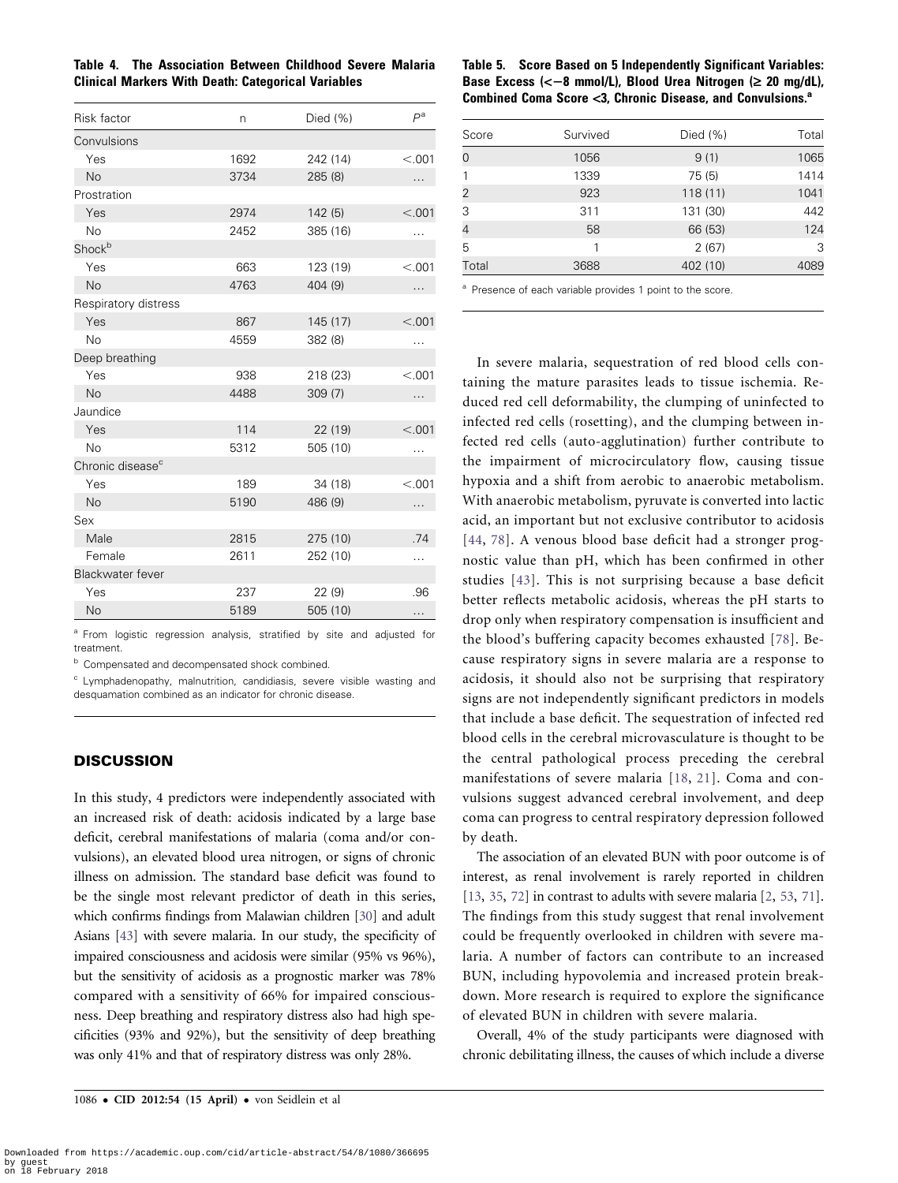**Table 4. The Association Between Childhood Severe Malaria Clinical Markers With Death: Categorical Variables**

| Risk factor | n | Died (%) | $P^a$ |
|---|---|---|---|
| Convulsions | | | |
| Yes | 1692 | 242 (14) | <.001 |
| No | 3734 | 285 (8) | … |
| Prostration | | | |
| Yes | 2974 | 142 (5) | <.001 |
| No | 2452 | 385 (16) | … |
| Shock[b] | | | |
| Yes | 663 | 123 (19) | <.001 |
| No | 4763 | 404 (9) | … |
| Respiratory distress | | | |
| Yes | 867 | 145 (17) | <.001 |
| No | 4559 | 382 (8) | … |
| Deep breathing | | | |
| Yes | 938 | 218 (23) | <.001 |
| No | 4488 | 309 (7) | … |
| Jaundice | | | |
| Yes | 114 | 22 (19) | <.001 |
| No | 5312 | 505 (10) | … |
| Chronic disease[c] | | | |
| Yes | 189 | 34 (18) | <.001 |
| No | 5190 | 486 (9) | … |
| Sex | | | |
| Male | 2815 | 275 (10) | .74 |
| Female | 2611 | 252 (10) | … |
| Blackwater fever | | | |
| Yes | 237 | 22 (9) | .96 |
| No | 5189 | 505 (10) | … |

[a] From logistic regression analysis, stratified by site and adjusted for treatment.

[b] Compensated and decompensated shock combined.

[c] Lymphadenopathy, malnutrition, candidiasis, severe visible wasting and desquamation combined as an indicator for chronic disease.

**Table 5. Score Based on 5 Independently Significant Variables: Base Excess (<−8 mmol/L), Blood Urea Nitrogen (≥ 20 mg/dL), Combined Coma Score <3, Chronic Disease, and Convulsions.[a]**

| Score | Survived | Died (%) | Total |
|---|---|---|---|
| 0 | 1056 | 9 (1) | 1065 |
| 1 | 1339 | 75 (5) | 1414 |
| 2 | 923 | 118 (11) | 1041 |
| 3 | 311 | 131 (30) | 442 |
| 4 | 58 | 66 (53) | 124 |
| 5 | 1 | 2 (67) | 3 |
| Total | 3688 | 402 (10) | 4089 |

[a] Presence of each variable provides 1 point to the score.

## DISCUSSION

In this study, 4 predictors were independently associated with an increased risk of death: acidosis indicated by a large base deficit, cerebral manifestations of malaria (coma and/or convulsions), an elevated blood urea nitrogen, or signs of chronic illness on admission. The standard base deficit was found to be the single most relevant predictor of death in this series, which confirms findings from Malawian children [30] and adult Asians [43] with severe malaria. In our study, the specificity of impaired consciousness and acidosis were similar (95% vs 96%), but the sensitivity of acidosis as a prognostic marker was 78% compared with a sensitivity of 66% for impaired consciousness. Deep breathing and respiratory distress also had high specificities (93% and 92%), but the sensitivity of deep breathing was only 41% and that of respiratory distress was only 28%.

In severe malaria, sequestration of red blood cells containing the mature parasites leads to tissue ischemia. Reduced red cell deformability, the clumping of uninfected to infected red cells (rosetting), and the clumping between infected red cells (auto-agglutination) further contribute to the impairment of microcirculatory flow, causing tissue hypoxia and a shift from aerobic to anaerobic metabolism. With anaerobic metabolism, pyruvate is converted into lactic acid, an important but not exclusive contributor to acidosis [44, 78]. A venous blood base deficit had a stronger prognostic value than pH, which has been confirmed in other studies [43]. This is not surprising because a base deficit better reflects metabolic acidosis, whereas the pH starts to drop only when respiratory compensation is insufficient and the blood's buffering capacity becomes exhausted [78]. Because respiratory signs in severe malaria are a response to acidosis, it should also not be surprising that respiratory signs are not independently significant predictors in models that include a base deficit. The sequestration of infected red blood cells in the cerebral microvasculature is thought to be the central pathological process preceding the cerebral manifestations of severe malaria [18, 21]. Coma and convulsions suggest advanced cerebral involvement, and deep coma can progress to central respiratory depression followed by death.

The association of an elevated BUN with poor outcome is of interest, as renal involvement is rarely reported in children [13, 35, 72] in contrast to adults with severe malaria [2, 53, 71]. The findings from this study suggest that renal involvement could be frequently overlooked in children with severe malaria. A number of factors can contribute to an increased BUN, including hypovolemia and increased protein breakdown. More research is required to explore the significance of elevated BUN in children with severe malaria.

Overall, 4% of the study participants were diagnosed with chronic debilitating illness, the causes of which include a diverse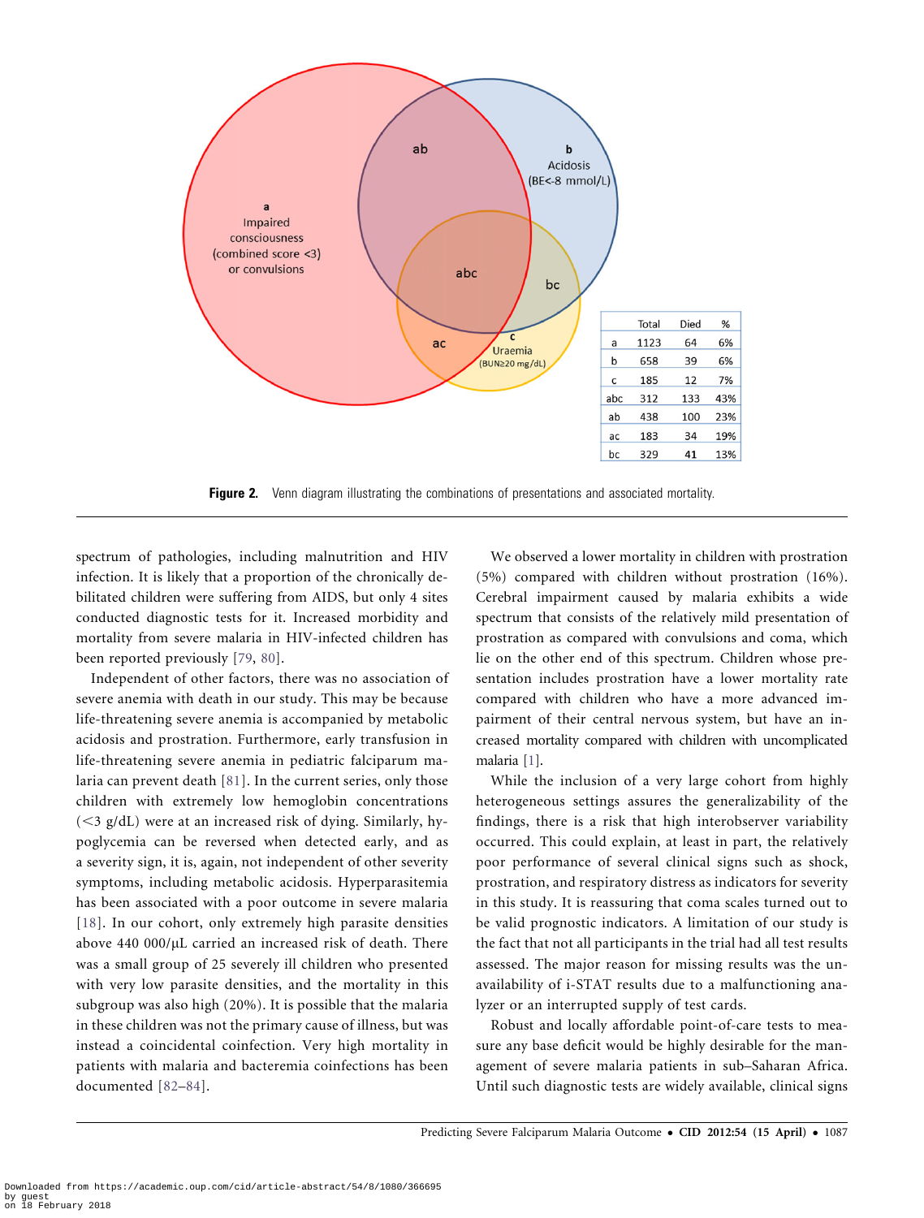| | Total | Died | % |
|---|---|---|---|
| a | 1123 | 64 | 6% |
| b | 658 | 39 | 6% |
| c | 185 | 12 | 7% |
| abc | 312 | 133 | 43% |
| ab | 438 | 100 | 23% |
| ac | 183 | 34 | 19% |
| bc | 329 | 41 | 13% |

**Figure 2.** Venn diagram illustrating the combinations of presentations and associated mortality.

spectrum of pathologies, including malnutrition and HIV infection. It is likely that a proportion of the chronically debilitated children were suffering from AIDS, but only 4 sites conducted diagnostic tests for it. Increased morbidity and mortality from severe malaria in HIV-infected children has been reported previously [79, 80].

Independent of other factors, there was no association of severe anemia with death in our study. This may be because life-threatening severe anemia is accompanied by metabolic acidosis and prostration. Furthermore, early transfusion in life-threatening severe anemia in pediatric falciparum malaria can prevent death [81]. In the current series, only those children with extremely low hemoglobin concentrations (<3 g/dL) were at an increased risk of dying. Similarly, hypoglycemia can be reversed when detected early, and as a severity sign, it is, again, not independent of other severity symptoms, including metabolic acidosis. Hyperparasitemia has been associated with a poor outcome in severe malaria [18]. In our cohort, only extremely high parasite densities above 440 000/μL carried an increased risk of death. There was a small group of 25 severely ill children who presented with very low parasite densities, and the mortality in this subgroup was also high (20%). It is possible that the malaria in these children was not the primary cause of illness, but was instead a coincidental coinfection. Very high mortality in patients with malaria and bacteremia coinfections has been documented [82–84].

We observed a lower mortality in children with prostration (5%) compared with children without prostration (16%). Cerebral impairment caused by malaria exhibits a wide spectrum that consists of the relatively mild presentation of prostration as compared with convulsions and coma, which lie on the other end of this spectrum. Children whose presentation includes prostration have a lower mortality rate compared with children who have a more advanced impairment of their central nervous system, but have an increased mortality compared with children with uncomplicated malaria [1].

While the inclusion of a very large cohort from highly heterogeneous settings assures the generalizability of the findings, there is a risk that high interobserver variability occurred. This could explain, at least in part, the relatively poor performance of several clinical signs such as shock, prostration, and respiratory distress as indicators for severity in this study. It is reassuring that coma scales turned out to be valid prognostic indicators. A limitation of our study is the fact that not all participants in the trial had all test results assessed. The major reason for missing results was the unavailability of i-STAT results due to a malfunctioning analyzer or an interrupted supply of test cards.

Robust and locally affordable point-of-care tests to measure any base deficit would be highly desirable for the management of severe malaria patients in sub–Saharan Africa. Until such diagnostic tests are widely available, clinical signs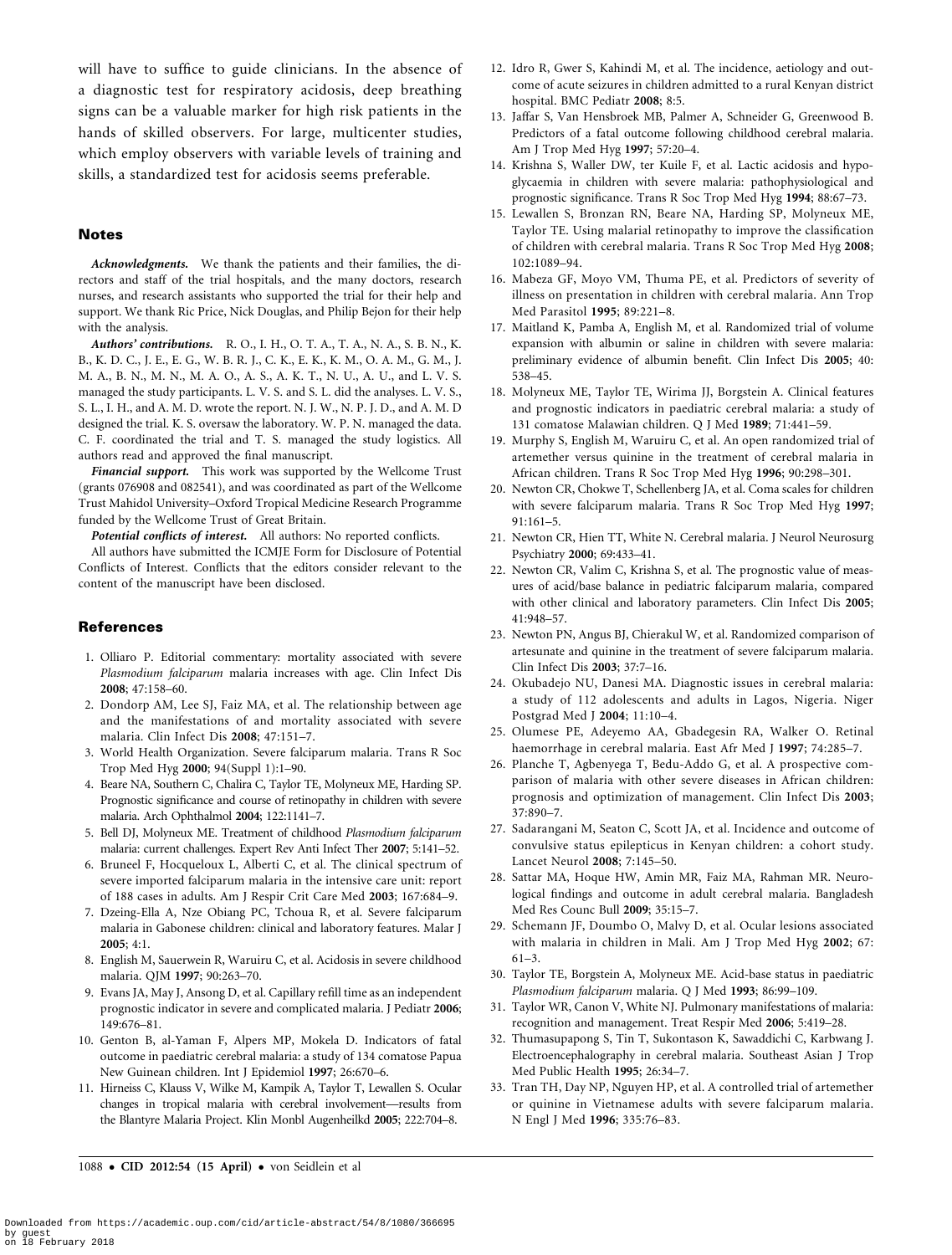will have to suffice to guide clinicians. In the absence of a diagnostic test for respiratory acidosis, deep breathing signs can be a valuable marker for high risk patients in the hands of skilled observers. For large, multicenter studies, which employ observers with variable levels of training and skills, a standardized test for acidosis seems preferable.

## Notes

***Acknowledgments.*** We thank the patients and their families, the directors and staff of the trial hospitals, and the many doctors, research nurses, and research assistants who supported the trial for their help and support. We thank Ric Price, Nick Douglas, and Philip Bejon for their help with the analysis.

***Authors' contributions.*** R. O., I. H., O. T. A., T. A., N. A., S. B. N., K. B., K. D. C., J. E., E. G., W. B. R. J., C. K., E. K., K. M., O. A. M., G. M., J. M. A., B. N., M. N., M. A. O., A. S., A. K. T., N. U., A. U., and L. V. S. managed the study participants. L. V. S. and S. L. did the analyses. L. V. S., S. L., I. H., and A. M. D. wrote the report. N. J. W., N. P. J. D., and A. M. D designed the trial. K. S. oversaw the laboratory. W. P. N. managed the data. C. F. coordinated the trial and T. S. managed the study logistics. All authors read and approved the final manuscript.

***Financial support.*** This work was supported by the Wellcome Trust (grants 076908 and 082541), and was coordinated as part of the Wellcome Trust Mahidol University–Oxford Tropical Medicine Research Programme funded by the Wellcome Trust of Great Britain.

***Potential conflicts of interest.*** All authors: No reported conflicts.

All authors have submitted the ICMJE Form for Disclosure of Potential Conflicts of Interest. Conflicts that the editors consider relevant to the content of the manuscript have been disclosed.

## References

1. Olliaro P. Editorial commentary: mortality associated with severe *Plasmodium falciparum* malaria increases with age. Clin Infect Dis **2008**; 47:158–60.
2. Dondorp AM, Lee SJ, Faiz MA, et al. The relationship between age and the manifestations of and mortality associated with severe malaria. Clin Infect Dis **2008**; 47:151–7.
3. World Health Organization. Severe falciparum malaria. Trans R Soc Trop Med Hyg **2000**; 94(Suppl 1):1–90.
4. Beare NA, Southern C, Chalira C, Taylor TE, Molyneux ME, Harding SP. Prognostic significance and course of retinopathy in children with severe malaria. Arch Ophthalmol **2004**; 122:1141–7.
5. Bell DJ, Molyneux ME. Treatment of childhood *Plasmodium falciparum* malaria: current challenges. Expert Rev Anti Infect Ther **2007**; 5:141–52.
6. Bruneel F, Hocqueloux L, Alberti C, et al. The clinical spectrum of severe imported falciparum malaria in the intensive care unit: report of 188 cases in adults. Am J Respir Crit Care Med **2003**; 167:684–9.
7. Dzeing-Ella A, Nze Obiang PC, Tchoua R, et al. Severe falciparum malaria in Gabonese children: clinical and laboratory features. Malar J **2005**; 4:1.
8. English M, Sauerwein R, Waruiru C, et al. Acidosis in severe childhood malaria. QJM **1997**; 90:263–70.
9. Evans JA, May J, Ansong D, et al. Capillary refill time as an independent prognostic indicator in severe and complicated malaria. J Pediatr **2006**; 149:676–81.
10. Genton B, al-Yaman F, Alpers MP, Mokela D. Indicators of fatal outcome in paediatric cerebral malaria: a study of 134 comatose Papua New Guinean children. Int J Epidemiol **1997**; 26:670–6.
11. Hirneiss C, Klauss V, Wilke M, Kampik A, Taylor T, Lewallen S. Ocular changes in tropical malaria with cerebral involvement—results from the Blantyre Malaria Project. Klin Monbl Augenheilkd **2005**; 222:704–8.
12. Idro R, Gwer S, Kahindi M, et al. The incidence, aetiology and outcome of acute seizures in children admitted to a rural Kenyan district hospital. BMC Pediatr **2008**; 8:5.
13. Jaffar S, Van Hensbroek MB, Palmer A, Schneider G, Greenwood B. Predictors of a fatal outcome following childhood cerebral malaria. Am J Trop Med Hyg **1997**; 57:20–4.
14. Krishna S, Waller DW, ter Kuile F, et al. Lactic acidosis and hypoglycaemia in children with severe malaria: pathophysiological and prognostic significance. Trans R Soc Trop Med Hyg **1994**; 88:67–73.
15. Lewallen S, Bronzan RN, Beare NA, Harding SP, Molyneux ME, Taylor TE. Using malarial retinopathy to improve the classification of children with cerebral malaria. Trans R Soc Trop Med Hyg **2008**; 102:1089–94.
16. Mabeza GF, Moyo VM, Thuma PE, et al. Predictors of severity of illness on presentation in children with cerebral malaria. Ann Trop Med Parasitol **1995**; 89:221–8.
17. Maitland K, Pamba A, English M, et al. Randomized trial of volume expansion with albumin or saline in children with severe malaria: preliminary evidence of albumin benefit. Clin Infect Dis **2005**; 40: 538–45.
18. Molyneux ME, Taylor TE, Wirima JJ, Borgstein A. Clinical features and prognostic indicators in paediatric cerebral malaria: a study of 131 comatose Malawian children. Q J Med **1989**; 71:441–59.
19. Murphy S, English M, Waruiru C, et al. An open randomized trial of artemether versus quinine in the treatment of cerebral malaria in African children. Trans R Soc Trop Med Hyg **1996**; 90:298–301.
20. Newton CR, Chokwe T, Schellenberg JA, et al. Coma scales for children with severe falciparum malaria. Trans R Soc Trop Med Hyg **1997**; 91:161–5.
21. Newton CR, Hien TT, White N. Cerebral malaria. J Neurol Neurosurg Psychiatry **2000**; 69:433–41.
22. Newton CR, Valim C, Krishna S, et al. The prognostic value of measures of acid/base balance in pediatric falciparum malaria, compared with other clinical and laboratory parameters. Clin Infect Dis **2005**; 41:948–57.
23. Newton PN, Angus BJ, Chierakul W, et al. Randomized comparison of artesunate and quinine in the treatment of severe falciparum malaria. Clin Infect Dis **2003**; 37:7–16.
24. Okubadejo NU, Danesi MA. Diagnostic issues in cerebral malaria: a study of 112 adolescents and adults in Lagos, Nigeria. Niger Postgrad Med J **2004**; 11:10–4.
25. Olumese PE, Adeyemo AA, Gbadegesin RA, Walker O. Retinal haemorrhage in cerebral malaria. East Afr Med J **1997**; 74:285–7.
26. Planche T, Agbenyega T, Bedu-Addo G, et al. A prospective comparison of malaria with other severe diseases in African children: prognosis and optimization of management. Clin Infect Dis **2003**; 37:890–7.
27. Sadarangani M, Seaton C, Scott JA, et al. Incidence and outcome of convulsive status epilepticus in Kenyan children: a cohort study. Lancet Neurol **2008**; 7:145–50.
28. Sattar MA, Hoque HW, Amin MR, Faiz MA, Rahman MR. Neurological findings and outcome in adult cerebral malaria. Bangladesh Med Res Counc Bull **2009**; 35:15–7.
29. Schemann JF, Doumbo O, Malvy D, et al. Ocular lesions associated with malaria in children in Mali. Am J Trop Med Hyg **2002**; 67: 61–3.
30. Taylor TE, Borgstein A, Molyneux ME. Acid-base status in paediatric *Plasmodium falciparum* malaria. Q J Med **1993**; 86:99–109.
31. Taylor WR, Canon V, White NJ. Pulmonary manifestations of malaria: recognition and management. Treat Respir Med **2006**; 5:419–28.
32. Thumasupapong S, Tin T, Sukontason K, Sawaddichi C, Karbwang J. Electroencephalography in cerebral malaria. Southeast Asian J Trop Med Public Health **1995**; 26:34–7.
33. Tran TH, Day NP, Nguyen HP, et al. A controlled trial of artemether or quinine in Vietnamese adults with severe falciparum malaria. N Engl J Med **1996**; 335:76–83.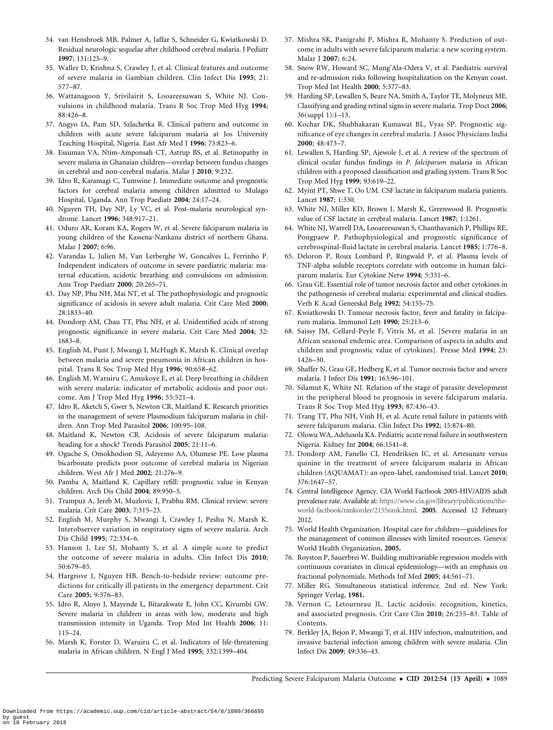34. van Hensbroek MB, Palmer A, Jaffar S, Schneider G, Kwiatkowski D. Residual neurologic sequelae after childhood cerebral malaria. J Pediatr **1997**; 131:125–9.
35. Waller D, Krishna S, Crawley J, et al. Clinical features and outcome of severe malaria in Gambian children. Clin Infect Dis **1995**; 21: 577–87.
36. Wattanagoon Y, Srivilairit S, Looareesuwan S, White NJ. Convulsions in childhood malaria. Trans R Soc Trop Med Hyg **1994**; 88:426–8.
37. Angyo IA, Pam SD, Szlachetka R. Clinical pattern and outcome in children with acute severe falciparum malaria at Jos University Teaching Hospital, Nigeria. East Afr Med J **1996**; 73:823–6.
38. Essuman VA, Ntim-Amponsah CT, Astrup BS, et al. Retinopathy in severe malaria in Ghanaian children—overlap between fundus changes in cerebral and non-cerebral malaria. Malar J **2010**; 9:232.
39. Idro R, Karamagi C, Tumwine J. Immediate outcome and prognostic factors for cerebral malaria among children admitted to Mulago Hospital, Uganda. Ann Trop Paediatr **2004**; 24:17–24.
40. Nguyen TH, Day NP, Ly VC, et al. Post-malaria neurological syndrome. Lancet **1996**; 348:917–21.
41. Oduro AR, Koram KA, Rogers W, et al. Severe falciparum malaria in young children of the Kassena-Nankana district of northern Ghana. Malar J **2007**; 6:96.
42. Varandas L, Julien M, Van Lerberghe W, Goncalves L, Ferrinho P. Independent indicators of outcome in severe paediatric malaria: maternal education, acidotic breathing and convulsions on admission. Ann Trop Paediatr **2000**; 20:265–71.
43. Day NP, Phu NH, Mai NT, et al. The pathophysiologic and prognostic significance of acidosis in severe adult malaria. Crit Care Med **2000**; 28:1833–40.
44. Dondorp AM, Chau TT, Phu NH, et al. Unidentified acids of strong prognostic significance in severe malaria. Crit Care Med **2004**; 32: 1683–8.
45. English M, Punt J, Mwangi I, McHugh K, Marsh K. Clinical overlap between malaria and severe pneumonia in African children in hospital. Trans R Soc Trop Med Hyg **1996**; 90:658–62.
46. English M, Waruiru C, Amukoye E, et al. Deep breathing in children with severe malaria: indicator of metabolic acidosis and poor outcome. Am J Trop Med Hyg **1996**; 55:521–4.
47. Idro R, Aketch S, Gwer S, Newton CR, Maitland K. Research priorities in the management of severe Plasmodium falciparum malaria in children. Ann Trop Med Parasitol **2006**; 100:95–108.
48. Maitland K, Newton CR. Acidosis of severe falciparum malaria: heading for a shock? Trends Parasitol **2005**; 21:11–6.
49. Oguche S, Omokhodion SI, Adeyemo AA, Olumese PE. Low plasma bicarbonate predicts poor outcome of cerebral malaria in Nigerian children. West Afr J Med **2002**; 21:276–9.
50. Pamba A, Maitland K. Capillary refill: prognostic value in Kenyan children. Arch Dis Child **2004**; 89:950–5.
51. Trampuz A, Jereb M, Muzlovic I, Prabhu RM. Clinical review: severe malaria. Crit Care **2003**; 7:315–23.
52. English M, Murphy S, Mwangi I, Crawley J, Peshu N, Marsh K. Interobserver variation in respiratory signs of severe malaria. Arch Dis Child **1995**; 72:334–6.
53. Hanson J, Lee SJ, Mohanty S, et al. A simple score to predict the outcome of severe malaria in adults. Clin Infect Dis **2010**; 50:679–85.
54. Hargrove J, Nguyen HB. Bench-to-bedside review: outcome predictions for critically ill patients in the emergency department. Crit Care **2005**; 9:376–83.
55. Idro R, Aloyo J, Mayende L, Bitarakwate E, John CC, Kivumbi GW. Severe malaria in children in areas with low, moderate and high transmission intensity in Uganda. Trop Med Int Health **2006**; 11: 115–24.
56. Marsh K, Forster D, Waruiru C, et al. Indicators of life-threatening malaria in African children. N Engl J Med **1995**; 332:1399–404.
57. Mishra SK, Panigrahi P, Mishra R, Mohanty S. Prediction of outcome in adults with severe falciparum malaria: a new scoring system. Malar J **2007**; 6:24.
58. Snow RW, Howard SC, Mung'Ala-Odera V, et al. Paediatric survival and re-admission risks following hospitalization on the Kenyan coast. Trop Med Int Health **2000**; 5:377–83.
59. Harding SP, Lewallen S, Beare NA, Smith A, Taylor TE, Molyneux ME. Classifying and grading retinal signs in severe malaria. Trop Doct **2006**; 36(suppl 1):1–13.
60. Kochar DK, Shubhakaran Kumawat BL, Vyas SP. Prognostic significance of eye changes in cerebral malaria. J Assoc Physicians India **2000**; 48:473–7.
61. Lewallen S, Harding SP, Ajewole J, et al. A review of the spectrum of clinical ocular fundus findings in *P. falciparum* malaria in African children with a proposed classification and grading system. Trans R Soc Trop Med Hyg **1999**; 93:619–22.
62. Myint PT, Shwe T, Oo UM. CSF lactate in falciparum malaria patients. Lancet **1987**; 1:330.
63. White NJ, Miller KD, Brown J, Marsh K, Greenwood B. Prognostic value of CSF lactate in cerebral malaria. Lancet **1987**; 1:1261.
64. White NJ, Warrell DA, Looareesuwan S, Chanthavanich P, Phillips RE, Pongpaew P. Pathophysiological and prognostic significance of cerebrospinal-fluid lactate in cerebral malaria. Lancet **1985**; 1:776–8.
65. Deloron P, Roux Lombard P, Ringwald P, et al. Plasma levels of TNF-alpha soluble receptors correlate with outcome in human falciparum malaria. Eur Cytokine Netw **1994**; 5:331–6.
66. Grau GE. Essential role of tumor necrosis factor and other cytokines in the pathogenesis of cerebral malaria: experimental and clinical studies. Verh K Acad Geneeskd Belg **1992**; 54:155–75.
67. Kwiatkowski D. Tumour necrosis factor, fever and fatality in falciparum malaria. Immunol Lett **1990**; 25:213–6.
68. Saissy JM, Cellard-Peyle F, Vitris M, et al. [Severe malaria in an African seasonal endemic area. Comparison of aspects in adults and children and prognostic value of cytokines]. Presse Med **1994**; 23: 1426–30.
69. Shaffer N, Grau GE, Hedberg K, et al. Tumor necrosis factor and severe malaria. J Infect Dis **1991**; 163:96–101.
70. Silamut K, White NJ. Relation of the stage of parasite development in the peripheral blood to prognosis in severe falciparum malaria. Trans R Soc Trop Med Hyg **1993**; 87:436–43.
71. Trang TT, Phu NH, Vinh H, et al. Acute renal failure in patients with severe falciparum malaria. Clin Infect Dis **1992**; 15:874–80.
72. Olowu WA, Adelusola KA. Pediatric acute renal failure in southwestern Nigeria. Kidney Int **2004**; 66:1541–8.
73. Dondorp AM, Fanello CI, Hendriksen IC, et al. Artesunate versus quinine in the treatment of severe falciparum malaria in African children (AQUAMAT): an open-label, randomised trial. Lancet **2010**; 376:1647–57.
74. Central Intelligence Agency. CIA World Factbook 2005-HIV/AIDS adult prevalence rate. Available at: https://www.cia.gov/library/publications/the-world-factbook/rankorder/2155rank.html. **2005**. Accessed 12 February 2012.
75. World Health Organization. Hospital care for children—guidelines for the management of common illnesses with limited resources. Geneva: World Health Organization, **2005.**
76. Royston P, Sauerbrei W. Building multivariable regression models with continuous covariates in clinical epidemiology—with an emphasis on fractional polynomials. Methods Inf Med **2005**; 44:561–71.
77. Miller RG. Simultaneous statistical inference. 2nd ed. New York: Springer Verlag, **1981.**
78. Vernon C, Letourneau JL. Lactic acidosis: recognition, kinetics, and associated prognosis. Crit Care Clin **2010**; 26:255–83. Table of Contents.
79. Berkley JA, Bejon P, Mwangi T, et al. HIV infection, malnutrition, and invasive bacterial infection among children with severe malaria. Clin Infect Dis **2009**; 49:336–43.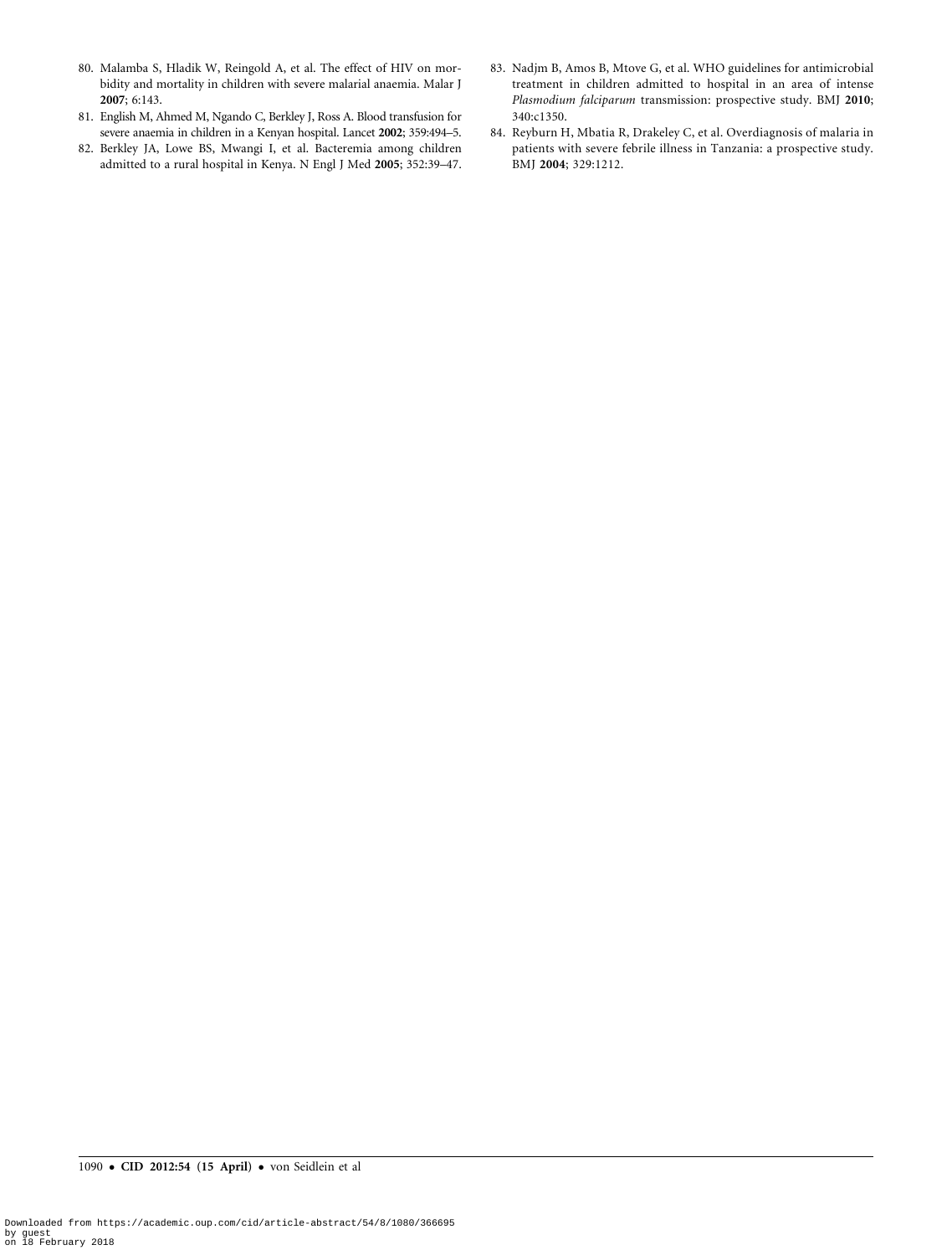80. Malamba S, Hladik W, Reingold A, et al. The effect of HIV on morbidity and mortality in children with severe malarial anaemia. Malar J **2007**; 6:143.
81. English M, Ahmed M, Ngando C, Berkley J, Ross A. Blood transfusion for severe anaemia in children in a Kenyan hospital. Lancet **2002**; 359:494–5.
82. Berkley JA, Lowe BS, Mwangi I, et al. Bacteremia among children admitted to a rural hospital in Kenya. N Engl J Med **2005**; 352:39–47.
83. Nadjm B, Amos B, Mtove G, et al. WHO guidelines for antimicrobial treatment in children admitted to hospital in an area of intense *Plasmodium falciparum* transmission: prospective study. BMJ **2010**; 340:c1350.
84. Reyburn H, Mbatia R, Drakeley C, et al. Overdiagnosis of malaria in patients with severe febrile illness in Tanzania: a prospective study. BMJ **2004**; 329:1212.